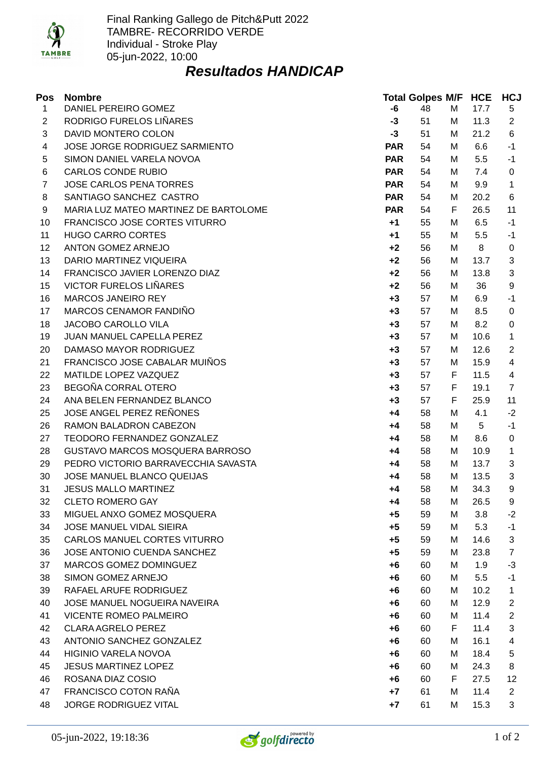Final Ranking Gallego de Pitch&Putt 2022
TAMBRE- RECORRIDO VERDE
Individual - Stroke Play
05-jun-2022, 10:00

## *Resultados HANDICAP*

| Pos | Nombre | Total | Golpes | M/F | HCE | HCJ |
|---|---|---|---|---|---|---|
| 1 | DANIEL PEREIRO GOMEZ | **-6** | 48 | M | 17.7 | 5 |
| 2 | RODRIGO FURELOS LIÑARES | **-3** | 51 | M | 11.3 | 2 |
| 3 | DAVID MONTERO COLON | **-3** | 51 | M | 21.2 | 6 |
| 4 | JOSE JORGE RODRIGUEZ SARMIENTO | **PAR** | 54 | M | 6.6 | -1 |
| 5 | SIMON DANIEL VARELA NOVOA | **PAR** | 54 | M | 5.5 | -1 |
| 6 | CARLOS CONDE RUBIO | **PAR** | 54 | M | 7.4 | 0 |
| 7 | JOSE CARLOS PENA TORRES | **PAR** | 54 | M | 9.9 | 1 |
| 8 | SANTIAGO SANCHEZ CASTRO | **PAR** | 54 | M | 20.2 | 6 |
| 9 | MARIA LUZ MATEO MARTINEZ DE BARTOLOME | **PAR** | 54 | F | 26.5 | 11 |
| 10 | FRANCISCO JOSE CORTES VITURRO | **+1** | 55 | M | 6.5 | -1 |
| 11 | HUGO CARRO CORTES | **+1** | 55 | M | 5.5 | -1 |
| 12 | ANTON GOMEZ ARNEJO | **+2** | 56 | M | 8 | 0 |
| 13 | DARIO MARTINEZ VIQUEIRA | **+2** | 56 | M | 13.7 | 3 |
| 14 | FRANCISCO JAVIER LORENZO DIAZ | **+2** | 56 | M | 13.8 | 3 |
| 15 | VICTOR FURELOS LIÑARES | **+2** | 56 | M | 36 | 9 |
| 16 | MARCOS JANEIRO REY | **+3** | 57 | M | 6.9 | -1 |
| 17 | MARCOS CENAMOR FANDIÑO | **+3** | 57 | M | 8.5 | 0 |
| 18 | JACOBO CAROLLO VILA | **+3** | 57 | M | 8.2 | 0 |
| 19 | JUAN MANUEL CAPELLA PEREZ | **+3** | 57 | M | 10.6 | 1 |
| 20 | DAMASO MAYOR RODRIGUEZ | **+3** | 57 | M | 12.6 | 2 |
| 21 | FRANCISCO JOSE CABALAR MUIÑOS | **+3** | 57 | M | 15.9 | 4 |
| 22 | MATILDE LOPEZ VAZQUEZ | **+3** | 57 | F | 11.5 | 4 |
| 23 | BEGOÑA CORRAL OTERO | **+3** | 57 | F | 19.1 | 7 |
| 24 | ANA BELEN FERNANDEZ BLANCO | **+3** | 57 | F | 25.9 | 11 |
| 25 | JOSE ANGEL PEREZ REÑONES | **+4** | 58 | M | 4.1 | -2 |
| 26 | RAMON BALADRON CABEZON | **+4** | 58 | M | 5 | -1 |
| 27 | TEODORO FERNANDEZ GONZALEZ | **+4** | 58 | M | 8.6 | 0 |
| 28 | GUSTAVO MARCOS MOSQUERA BARROSO | **+4** | 58 | M | 10.9 | 1 |
| 29 | PEDRO VICTORIO BARRAVECCHIA SAVASTA | **+4** | 58 | M | 13.7 | 3 |
| 30 | JOSE MANUEL BLANCO QUEIJAS | **+4** | 58 | M | 13.5 | 3 |
| 31 | JESUS MALLO MARTINEZ | **+4** | 58 | M | 34.3 | 9 |
| 32 | CLETO ROMERO GAY | **+4** | 58 | M | 26.5 | 9 |
| 33 | MIGUEL ANXO GOMEZ MOSQUERA | **+5** | 59 | M | 3.8 | -2 |
| 34 | JOSE MANUEL VIDAL SIEIRA | **+5** | 59 | M | 5.3 | -1 |
| 35 | CARLOS MANUEL CORTES VITURRO | **+5** | 59 | M | 14.6 | 3 |
| 36 | JOSE ANTONIO CUENDA SANCHEZ | **+5** | 59 | M | 23.8 | 7 |
| 37 | MARCOS GOMEZ DOMINGUEZ | **+6** | 60 | M | 1.9 | -3 |
| 38 | SIMON GOMEZ ARNEJO | **+6** | 60 | M | 5.5 | -1 |
| 39 | RAFAEL ARUFE RODRIGUEZ | **+6** | 60 | M | 10.2 | 1 |
| 40 | JOSE MANUEL NOGUEIRA NAVEIRA | **+6** | 60 | M | 12.9 | 2 |
| 41 | VICENTE ROMEO PALMEIRO | **+6** | 60 | M | 11.4 | 2 |
| 42 | CLARA AGRELO PEREZ | **+6** | 60 | F | 11.4 | 3 |
| 43 | ANTONIO SANCHEZ GONZALEZ | **+6** | 60 | M | 16.1 | 4 |
| 44 | HIGINIO VARELA NOVOA | **+6** | 60 | M | 18.4 | 5 |
| 45 | JESUS MARTINEZ LOPEZ | **+6** | 60 | M | 24.3 | 8 |
| 46 | ROSANA DIAZ COSIO | **+6** | 60 | F | 27.5 | 12 |
| 47 | FRANCISCO COTON RAÑA | **+7** | 61 | M | 11.4 | 2 |
| 48 | JORGE RODRIGUEZ VITAL | **+7** | 61 | M | 15.3 | 3 |

05-jun-2022, 19:18:36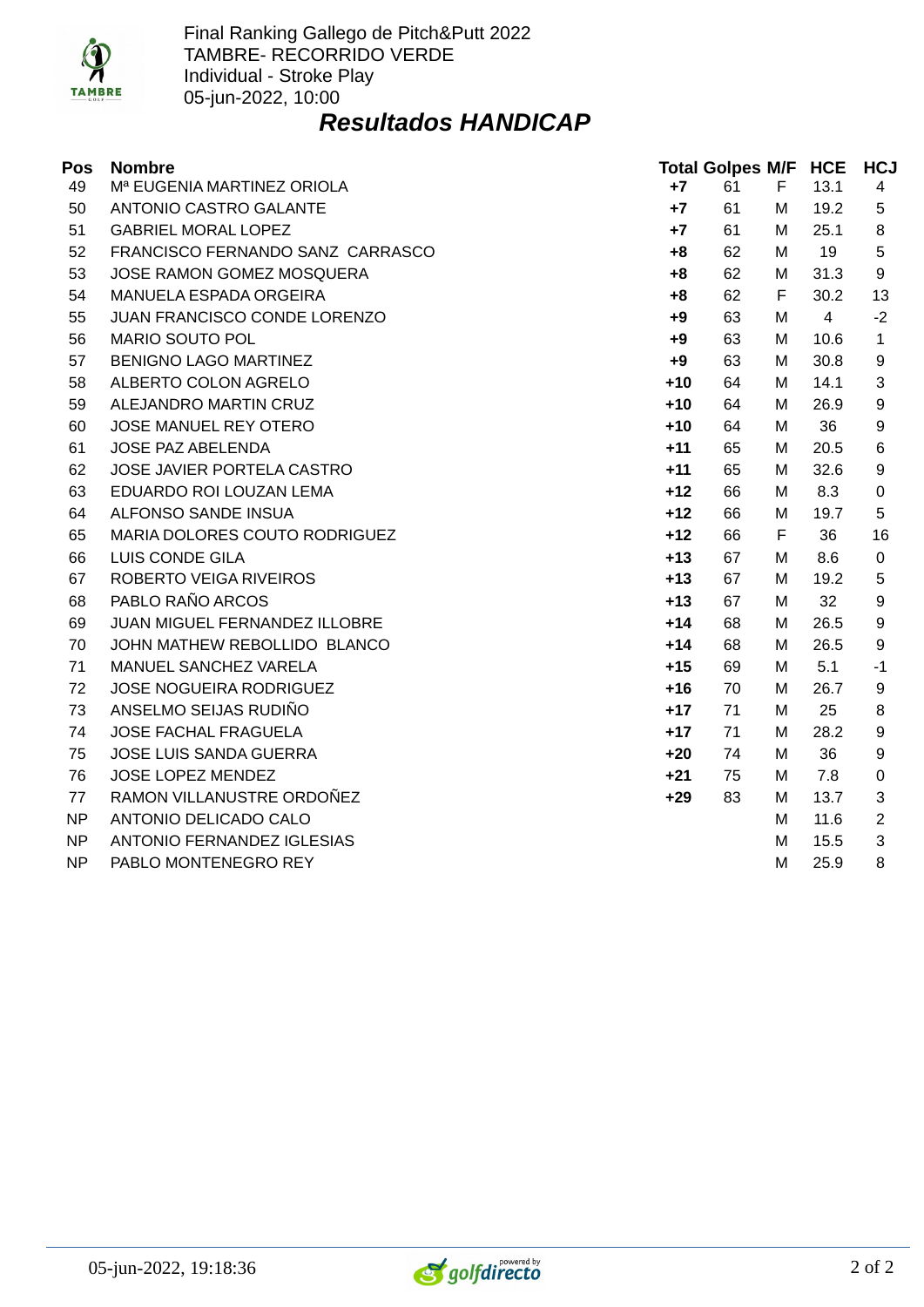Final Ranking Gallego de Pitch&Putt 2022
TAMBRE- RECORRIDO VERDE
Individual - Stroke Play
05-jun-2022, 10:00

## *Resultados HANDICAP*

| Pos | Nombre | Total | Golpes | M/F | HCE | HCJ |
|---|---|---|---|---|---|---|
| 49 | Mª EUGENIA MARTINEZ ORIOLA | +7 | 61 | F | 13.1 | 4 |
| 50 | ANTONIO CASTRO GALANTE | +7 | 61 | M | 19.2 | 5 |
| 51 | GABRIEL MORAL LOPEZ | +7 | 61 | M | 25.1 | 8 |
| 52 | FRANCISCO FERNANDO SANZ CARRASCO | +8 | 62 | M | 19 | 5 |
| 53 | JOSE RAMON GOMEZ MOSQUERA | +8 | 62 | M | 31.3 | 9 |
| 54 | MANUELA ESPADA ORGEIRA | +8 | 62 | F | 30.2 | 13 |
| 55 | JUAN FRANCISCO CONDE LORENZO | +9 | 63 | M | 4 | -2 |
| 56 | MARIO SOUTO POL | +9 | 63 | M | 10.6 | 1 |
| 57 | BENIGNO LAGO MARTINEZ | +9 | 63 | M | 30.8 | 9 |
| 58 | ALBERTO COLON AGRELO | +10 | 64 | M | 14.1 | 3 |
| 59 | ALEJANDRO MARTIN CRUZ | +10 | 64 | M | 26.9 | 9 |
| 60 | JOSE MANUEL REY OTERO | +10 | 64 | M | 36 | 9 |
| 61 | JOSE PAZ ABELENDA | +11 | 65 | M | 20.5 | 6 |
| 62 | JOSE JAVIER PORTELA CASTRO | +11 | 65 | M | 32.6 | 9 |
| 63 | EDUARDO ROI LOUZAN LEMA | +12 | 66 | M | 8.3 | 0 |
| 64 | ALFONSO SANDE INSUA | +12 | 66 | M | 19.7 | 5 |
| 65 | MARIA DOLORES COUTO RODRIGUEZ | +12 | 66 | F | 36 | 16 |
| 66 | LUIS CONDE GILA | +13 | 67 | M | 8.6 | 0 |
| 67 | ROBERTO VEIGA RIVEIROS | +13 | 67 | M | 19.2 | 5 |
| 68 | PABLO RAÑO ARCOS | +13 | 67 | M | 32 | 9 |
| 69 | JUAN MIGUEL FERNANDEZ ILLOBRE | +14 | 68 | M | 26.5 | 9 |
| 70 | JOHN MATHEW REBOLLIDO BLANCO | +14 | 68 | M | 26.5 | 9 |
| 71 | MANUEL SANCHEZ VARELA | +15 | 69 | M | 5.1 | -1 |
| 72 | JOSE NOGUEIRA RODRIGUEZ | +16 | 70 | M | 26.7 | 9 |
| 73 | ANSELMO SEIJAS RUDIÑO | +17 | 71 | M | 25 | 8 |
| 74 | JOSE FACHAL FRAGUELA | +17 | 71 | M | 28.2 | 9 |
| 75 | JOSE LUIS SANDA GUERRA | +20 | 74 | M | 36 | 9 |
| 76 | JOSE LOPEZ MENDEZ | +21 | 75 | M | 7.8 | 0 |
| 77 | RAMON VILLANUSTRE ORDOÑEZ | +29 | 83 | M | 13.7 | 3 |
| NP | ANTONIO DELICADO CALO | | | M | 11.6 | 2 |
| NP | ANTONIO FERNANDEZ IGLESIAS | | | M | 15.5 | 3 |
| NP | PABLO MONTENEGRO REY | | | M | 25.9 | 8 |

05-jun-2022, 19:18:36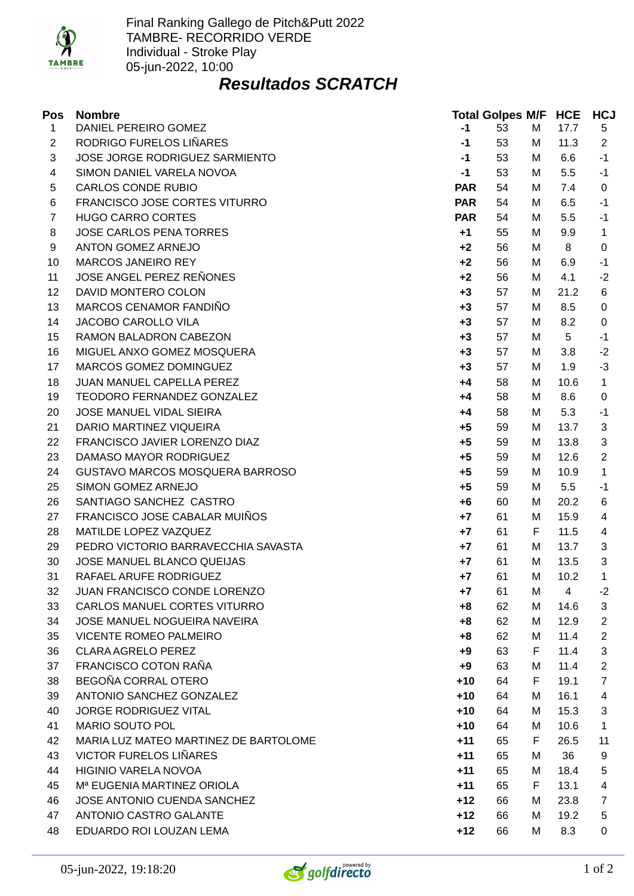Final Ranking Gallego de Pitch&Putt 2022
TAMBRE- RECORRIDO VERDE
Individual - Stroke Play
05-jun-2022, 10:00

## *Resultados SCRATCH*

| Pos | Nombre | Total | Golpes | M/F | HCE | HCJ |
|---|---|---|---|---|---|---|
| 1 | DANIEL PEREIRO GOMEZ | -1 | 53 | M | 17.7 | 5 |
| 2 | RODRIGO FURELOS LIÑARES | -1 | 53 | M | 11.3 | 2 |
| 3 | JOSE JORGE RODRIGUEZ SARMIENTO | -1 | 53 | M | 6.6 | -1 |
| 4 | SIMON DANIEL VARELA NOVOA | -1 | 53 | M | 5.5 | -1 |
| 5 | CARLOS CONDE RUBIO | PAR | 54 | M | 7.4 | 0 |
| 6 | FRANCISCO JOSE CORTES VITURRO | PAR | 54 | M | 6.5 | -1 |
| 7 | HUGO CARRO CORTES | PAR | 54 | M | 5.5 | -1 |
| 8 | JOSE CARLOS PENA TORRES | +1 | 55 | M | 9.9 | 1 |
| 9 | ANTON GOMEZ ARNEJO | +2 | 56 | M | 8 | 0 |
| 10 | MARCOS JANEIRO REY | +2 | 56 | M | 6.9 | -1 |
| 11 | JOSE ANGEL PEREZ REÑONES | +2 | 56 | M | 4.1 | -2 |
| 12 | DAVID MONTERO COLON | +3 | 57 | M | 21.2 | 6 |
| 13 | MARCOS CENAMOR FANDIÑO | +3 | 57 | M | 8.5 | 0 |
| 14 | JACOBO CAROLLO VILA | +3 | 57 | M | 8.2 | 0 |
| 15 | RAMON BALADRON CABEZON | +3 | 57 | M | 5 | -1 |
| 16 | MIGUEL ANXO GOMEZ MOSQUERA | +3 | 57 | M | 3.8 | -2 |
| 17 | MARCOS GOMEZ DOMINGUEZ | +3 | 57 | M | 1.9 | -3 |
| 18 | JUAN MANUEL CAPELLA PEREZ | +4 | 58 | M | 10.6 | 1 |
| 19 | TEODORO FERNANDEZ GONZALEZ | +4 | 58 | M | 8.6 | 0 |
| 20 | JOSE MANUEL VIDAL SIEIRA | +4 | 58 | M | 5.3 | -1 |
| 21 | DARIO MARTINEZ VIQUEIRA | +5 | 59 | M | 13.7 | 3 |
| 22 | FRANCISCO JAVIER LORENZO DIAZ | +5 | 59 | M | 13.8 | 3 |
| 23 | DAMASO MAYOR RODRIGUEZ | +5 | 59 | M | 12.6 | 2 |
| 24 | GUSTAVO MARCOS MOSQUERA BARROSO | +5 | 59 | M | 10.9 | 1 |
| 25 | SIMON GOMEZ ARNEJO | +5 | 59 | M | 5.5 | -1 |
| 26 | SANTIAGO SANCHEZ CASTRO | +6 | 60 | M | 20.2 | 6 |
| 27 | FRANCISCO JOSE CABALAR MUIÑOS | +7 | 61 | M | 15.9 | 4 |
| 28 | MATILDE LOPEZ VAZQUEZ | +7 | 61 | F | 11.5 | 4 |
| 29 | PEDRO VICTORIO BARRAVECCHIA SAVASTA | +7 | 61 | M | 13.7 | 3 |
| 30 | JOSE MANUEL BLANCO QUEIJAS | +7 | 61 | M | 13.5 | 3 |
| 31 | RAFAEL ARUFE RODRIGUEZ | +7 | 61 | M | 10.2 | 1 |
| 32 | JUAN FRANCISCO CONDE LORENZO | +7 | 61 | M | 4 | -2 |
| 33 | CARLOS MANUEL CORTES VITURRO | +8 | 62 | M | 14.6 | 3 |
| 34 | JOSE MANUEL NOGUEIRA NAVEIRA | +8 | 62 | M | 12.9 | 2 |
| 35 | VICENTE ROMEO PALMEIRO | +8 | 62 | M | 11.4 | 2 |
| 36 | CLARA AGRELO PEREZ | +9 | 63 | F | 11.4 | 3 |
| 37 | FRANCISCO COTON RAÑA | +9 | 63 | M | 11.4 | 2 |
| 38 | BEGOÑA CORRAL OTERO | +10 | 64 | F | 19.1 | 7 |
| 39 | ANTONIO SANCHEZ GONZALEZ | +10 | 64 | M | 16.1 | 4 |
| 40 | JORGE RODRIGUEZ VITAL | +10 | 64 | M | 15.3 | 3 |
| 41 | MARIO SOUTO POL | +10 | 64 | M | 10.6 | 1 |
| 42 | MARIA LUZ MATEO MARTINEZ DE BARTOLOME | +11 | 65 | F | 26.5 | 11 |
| 43 | VICTOR FURELOS LIÑARES | +11 | 65 | M | 36 | 9 |
| 44 | HIGINIO VARELA NOVOA | +11 | 65 | M | 18.4 | 5 |
| 45 | Mª EUGENIA MARTINEZ ORIOLA | +11 | 65 | F | 13.1 | 4 |
| 46 | JOSE ANTONIO CUENDA SANCHEZ | +12 | 66 | M | 23.8 | 7 |
| 47 | ANTONIO CASTRO GALANTE | +12 | 66 | M | 19.2 | 5 |
| 48 | EDUARDO ROI LOUZAN LEMA | +12 | 66 | M | 8.3 | 0 |

05-jun-2022, 19:18:20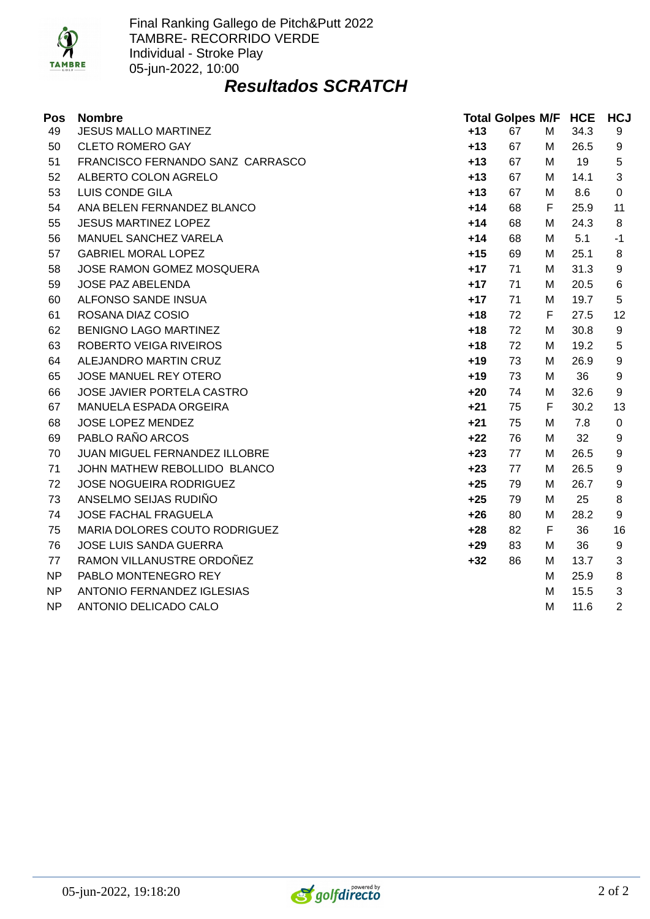Final Ranking Gallego de Pitch&Putt 2022
TAMBRE- RECORRIDO VERDE
Individual - Stroke Play
05-jun-2022, 10:00

## *Resultados SCRATCH*

| Pos | Nombre | Total | Golpes | M/F | HCE | HCJ |
|---|---|---|---|---|---|---|
| 49 | JESUS MALLO MARTINEZ | +13 | 67 | M | 34.3 | 9 |
| 50 | CLETO ROMERO GAY | +13 | 67 | M | 26.5 | 9 |
| 51 | FRANCISCO FERNANDO SANZ CARRASCO | +13 | 67 | M | 19 | 5 |
| 52 | ALBERTO COLON AGRELO | +13 | 67 | M | 14.1 | 3 |
| 53 | LUIS CONDE GILA | +13 | 67 | M | 8.6 | 0 |
| 54 | ANA BELEN FERNANDEZ BLANCO | +14 | 68 | F | 25.9 | 11 |
| 55 | JESUS MARTINEZ LOPEZ | +14 | 68 | M | 24.3 | 8 |
| 56 | MANUEL SANCHEZ VARELA | +14 | 68 | M | 5.1 | -1 |
| 57 | GABRIEL MORAL LOPEZ | +15 | 69 | M | 25.1 | 8 |
| 58 | JOSE RAMON GOMEZ MOSQUERA | +17 | 71 | M | 31.3 | 9 |
| 59 | JOSE PAZ ABELENDA | +17 | 71 | M | 20.5 | 6 |
| 60 | ALFONSO SANDE INSUA | +17 | 71 | M | 19.7 | 5 |
| 61 | ROSANA DIAZ COSIO | +18 | 72 | F | 27.5 | 12 |
| 62 | BENIGNO LAGO MARTINEZ | +18 | 72 | M | 30.8 | 9 |
| 63 | ROBERTO VEIGA RIVEIROS | +18 | 72 | M | 19.2 | 5 |
| 64 | ALEJANDRO MARTIN CRUZ | +19 | 73 | M | 26.9 | 9 |
| 65 | JOSE MANUEL REY OTERO | +19 | 73 | M | 36 | 9 |
| 66 | JOSE JAVIER PORTELA CASTRO | +20 | 74 | M | 32.6 | 9 |
| 67 | MANUELA ESPADA ORGEIRA | +21 | 75 | F | 30.2 | 13 |
| 68 | JOSE LOPEZ MENDEZ | +21 | 75 | M | 7.8 | 0 |
| 69 | PABLO RAÑO ARCOS | +22 | 76 | M | 32 | 9 |
| 70 | JUAN MIGUEL FERNANDEZ ILLOBRE | +23 | 77 | M | 26.5 | 9 |
| 71 | JOHN MATHEW REBOLLIDO BLANCO | +23 | 77 | M | 26.5 | 9 |
| 72 | JOSE NOGUEIRA RODRIGUEZ | +25 | 79 | M | 26.7 | 9 |
| 73 | ANSELMO SEIJAS RUDIÑO | +25 | 79 | M | 25 | 8 |
| 74 | JOSE FACHAL FRAGUELA | +26 | 80 | M | 28.2 | 9 |
| 75 | MARIA DOLORES COUTO RODRIGUEZ | +28 | 82 | F | 36 | 16 |
| 76 | JOSE LUIS SANDA GUERRA | +29 | 83 | M | 36 | 9 |
| 77 | RAMON VILLANUSTRE ORDOÑEZ | +32 | 86 | M | 13.7 | 3 |
| NP | PABLO MONTENEGRO REY | | | M | 25.9 | 8 |
| NP | ANTONIO FERNANDEZ IGLESIAS | | | M | 15.5 | 3 |
| NP | ANTONIO DELICADO CALO | | | M | 11.6 | 2 |

05-jun-2022, 19:18:20